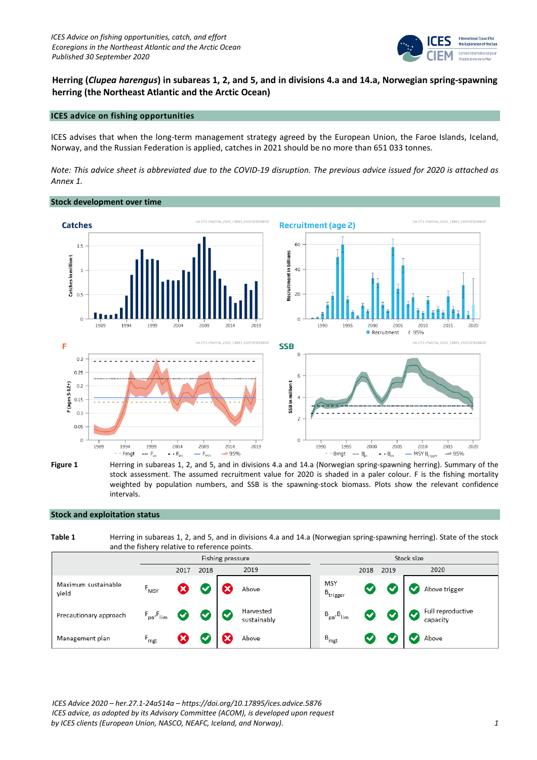ICES Advice on fishing opportunities, catch, and effort
Ecoregions in the Northeast Atlantic and the Arctic Ocean
Published 30 September 2020

# Herring (*Clupea harengus*) in subareas 1, 2, and 5, and in divisions 4.a and 14.a, Norwegian spring-spawning herring (the Northeast Atlantic and the Arctic Ocean)

## ICES advice on fishing opportunities

ICES advises that when the long-term management strategy agreed by the European Union, the Faroe Islands, Iceland, Norway, and the Russian Federation is applied, catches in 2021 should be no more than 651 033 tonnes.

*Note: This advice sheet is abbreviated due to the COVID-19 disruption. The previous advice issued for 2020 is attached as Annex 1.*

## Stock development over time

**Figure 1** Herring in subareas 1, 2, and 5, and in divisions 4.a and 14.a (Norwegian spring-spawning herring). Summary of the stock assessment. The assumed recruitment value for 2020 is shaded in a paler colour. F is the fishing mortality weighted by population numbers, and SSB is the spawning-stock biomass. Plots show the relevant confidence intervals.

## Stock and exploitation status

**Table 1** Herring in subareas 1, 2, and 5, and in divisions 4.a and 14.a (Norwegian spring-spawning herring). State of the stock and the fishery relative to reference points.

| | Fishing pressure | | | | | Stock size | | | | |
|---|---|---|---|---|---|---|---|---|---|---|
| | | 2017 | 2018 | 2019 | | | 2018 | 2019 | 2020 | |
| Maximum sustainable yield | $F_{MSY}$ | ✗ | ✓ | ✗ | Above | MSY $B_{trigger}$ | ✓ | ✓ | ✓ | Above trigger |
| Precautionary approach | $F_{pa}$,$F_{lim}$ | ✓ | ✓ | ✓ | Harvested sustainably | $B_{pa}$,$B_{lim}$ | ✓ | ✓ | ✓ | Full reproductive capacity |
| Management plan | $F_{mgt}$ | ✗ | ✓ | ✗ | Above | $B_{mgt}$ | ✓ | ✓ | ✓ | Above |

ICES Advice 2020 – her.27.1-24a514a – https://doi.org/10.17895/ices.advice.5876
ICES advice, as adopted by its Advisory Committee (ACOM), is developed upon request by ICES clients (European Union, NASCO, NEAFC, Iceland, and Norway).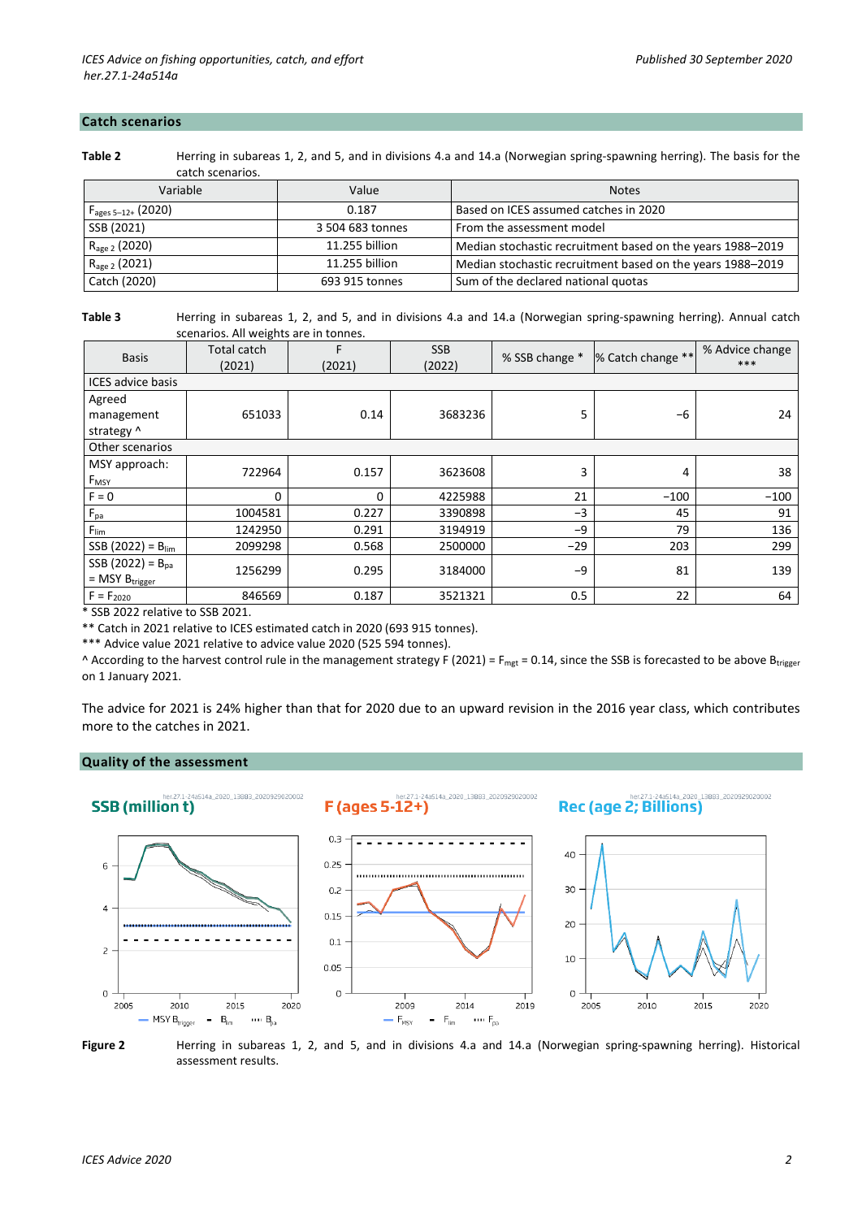## Catch scenarios

**Table 2** Herring in subareas 1, 2, and 5, and in divisions 4.a and 14.a (Norwegian spring-spawning herring). The basis for the catch scenarios.

| Variable | Value | Notes |
|---|---|---|
| $F_{ages\ 5–12+}$ (2020) | 0.187 | Based on ICES assumed catches in 2020 |
| SSB (2021) | 3 504 683 tonnes | From the assessment model |
| $R_{age\ 2}$ (2020) | 11.255 billion | Median stochastic recruitment based on the years 1988–2019 |
| $R_{age\ 2}$ (2021) | 11.255 billion | Median stochastic recruitment based on the years 1988–2019 |
| Catch (2020) | 693 915 tonnes | Sum of the declared national quotas |

**Table 3** Herring in subareas 1, 2, and 5, and in divisions 4.a and 14.a (Norwegian spring-spawning herring). Annual catch scenarios. All weights are in tonnes.

| Basis | Total catch (2021) | F (2021) | SSB (2022) | % SSB change * | % Catch change ** | % Advice change *** |
|---|---|---|---|---|---|---|
| ICES advice basis | | | | | | |
| Agreed management strategy ^ | 651033 | 0.14 | 3683236 | 5 | −6 | 24 |
| Other scenarios | | | | | | |
| MSY approach: $F_{MSY}$ | 722964 | 0.157 | 3623608 | 3 | 4 | 38 |
| F = 0 | 0 | 0 | 4225988 | 21 | −100 | −100 |
| $F_{pa}$ | 1004581 | 0.227 | 3390898 | −3 | 45 | 91 |
| $F_{lim}$ | 1242950 | 0.291 | 3194919 | −9 | 79 | 136 |
| SSB (2022) = $B_{lim}$ | 2099298 | 0.568 | 2500000 | −29 | 203 | 299 |
| SSB (2022) = $B_{pa}$ = MSY $B_{trigger}$ | 1256299 | 0.295 | 3184000 | −9 | 81 | 139 |
| F = $F_{2020}$ | 846569 | 0.187 | 3521321 | 0.5 | 22 | 64 |

\* SSB 2022 relative to SSB 2021.

\*\* Catch in 2021 relative to ICES estimated catch in 2020 (693 915 tonnes).

\*\*\* Advice value 2021 relative to advice value 2020 (525 594 tonnes).

^ According to the harvest control rule in the management strategy F (2021) = $F_{mgt}$ = 0.14, since the SSB is forecasted to be above $B_{trigger}$ on 1 January 2021.

The advice for 2021 is 24% higher than that for 2020 due to an upward revision in the 2016 year class, which contributes more to the catches in 2021.

## Quality of the assessment

**Figure 2** Herring in subareas 1, 2, and 5, and in divisions 4.a and 14.a (Norwegian spring-spawning herring). Historical assessment results.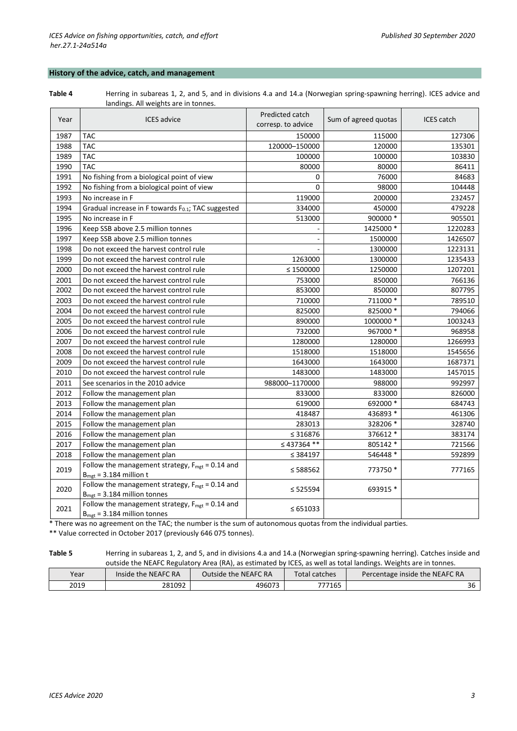## History of the advice, catch, and management

**Table 4** Herring in subareas 1, 2, and 5, and in divisions 4.a and 14.a (Norwegian spring-spawning herring). ICES advice and landings. All weights are in tonnes.

| Year | ICES advice | Predicted catch corresp. to advice | Sum of agreed quotas | ICES catch |
|---|---|---|---|---|
| 1987 | TAC | 150000 | 115000 | 127306 |
| 1988 | TAC | 120000–150000 | 120000 | 135301 |
| 1989 | TAC | 100000 | 100000 | 103830 |
| 1990 | TAC | 80000 | 80000 | 86411 |
| 1991 | No fishing from a biological point of view | 0 | 76000 | 84683 |
| 1992 | No fishing from a biological point of view | 0 | 98000 | 104448 |
| 1993 | No increase in F | 119000 | 200000 | 232457 |
| 1994 | Gradual increase in F towards $F_{0.1}$; TAC suggested | 334000 | 450000 | 479228 |
| 1995 | No increase in F | 513000 | 900000 * | 905501 |
| 1996 | Keep SSB above 2.5 million tonnes | - | 1425000 * | 1220283 |
| 1997 | Keep SSB above 2.5 million tonnes | - | 1500000 | 1426507 |
| 1998 | Do not exceed the harvest control rule | - | 1300000 | 1223131 |
| 1999 | Do not exceed the harvest control rule | 1263000 | 1300000 | 1235433 |
| 2000 | Do not exceed the harvest control rule | ≤ 1500000 | 1250000 | 1207201 |
| 2001 | Do not exceed the harvest control rule | 753000 | 850000 | 766136 |
| 2002 | Do not exceed the harvest control rule | 853000 | 850000 | 807795 |
| 2003 | Do not exceed the harvest control rule | 710000 | 711000 * | 789510 |
| 2004 | Do not exceed the harvest control rule | 825000 | 825000 * | 794066 |
| 2005 | Do not exceed the harvest control rule | 890000 | 1000000 * | 1003243 |
| 2006 | Do not exceed the harvest control rule | 732000 | 967000 * | 968958 |
| 2007 | Do not exceed the harvest control rule | 1280000 | 1280000 | 1266993 |
| 2008 | Do not exceed the harvest control rule | 1518000 | 1518000 | 1545656 |
| 2009 | Do not exceed the harvest control rule | 1643000 | 1643000 | 1687371 |
| 2010 | Do not exceed the harvest control rule | 1483000 | 1483000 | 1457015 |
| 2011 | See scenarios in the 2010 advice | 988000–1170000 | 988000 | 992997 |
| 2012 | Follow the management plan | 833000 | 833000 | 826000 |
| 2013 | Follow the management plan | 619000 | 692000 * | 684743 |
| 2014 | Follow the management plan | 418487 | 436893 * | 461306 |
| 2015 | Follow the management plan | 283013 | 328206 * | 328740 |
| 2016 | Follow the management plan | ≤ 316876 | 376612 * | 383174 |
| 2017 | Follow the management plan | ≤ 437364 ** | 805142 * | 721566 |
| 2018 | Follow the management plan | ≤ 384197 | 546448 * | 592899 |
| 2019 | Follow the management strategy, $F_{mgt}$ = 0.14 and $B_{mgt}$ = 3.184 million t | ≤ 588562 | 773750 * | 777165 |
| 2020 | Follow the management strategy, $F_{mgt}$ = 0.14 and $B_{mgt}$ = 3.184 million tonnes | ≤ 525594 | 693915 * | |
| 2021 | Follow the management strategy, $F_{mgt}$ = 0.14 and $B_{mgt}$ = 3.184 million tonnes | ≤ 651033 | | |

\* There was no agreement on the TAC; the number is the sum of autonomous quotas from the individual parties.

\*\* Value corrected in October 2017 (previously 646 075 tonnes).

**Table 5** Herring in subareas 1, 2, and 5, and in divisions 4.a and 14.a (Norwegian spring-spawning herring). Catches inside and outside the NEAFC Regulatory Area (RA), as estimated by ICES, as well as total landings. Weights are in tonnes.

| Year | Inside the NEAFC RA | Outside the NEAFC RA | Total catches | Percentage inside the NEAFC RA |
|---|---|---|---|---|
| 2019 | 281092 | 496073 | 777165 | 36 |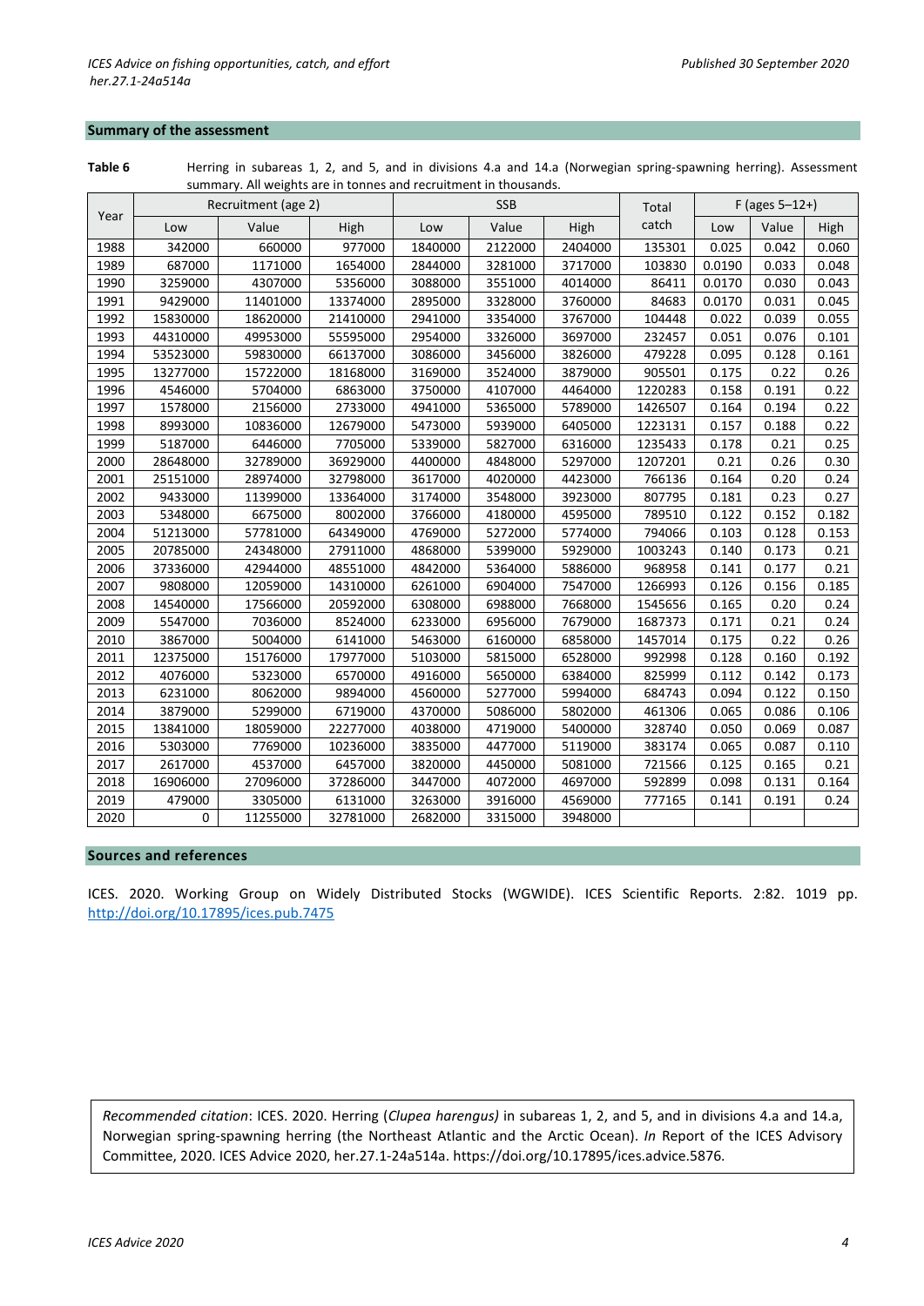## Summary of the assessment

**Table 6** Herring in subareas 1, 2, and 5, and in divisions 4.a and 14.a (Norwegian spring-spawning herring). Assessment summary. All weights are in tonnes and recruitment in thousands.

| Year | Recruitment (age 2) | | | SSB | | | Total catch | F (ages 5–12+) | | |
|---|---|---|---|---|---|---|---|---|---|---|
| | Low | Value | High | Low | Value | High | | Low | Value | High |
| 1988 | 342000 | 660000 | 977000 | 1840000 | 2122000 | 2404000 | 135301 | 0.025 | 0.042 | 0.060 |
| 1989 | 687000 | 1171000 | 1654000 | 2844000 | 3281000 | 3717000 | 103830 | 0.0190 | 0.033 | 0.048 |
| 1990 | 3259000 | 4307000 | 5356000 | 3088000 | 3551000 | 4014000 | 86411 | 0.0170 | 0.030 | 0.043 |
| 1991 | 9429000 | 11401000 | 13374000 | 2895000 | 3328000 | 3760000 | 84683 | 0.0170 | 0.031 | 0.045 |
| 1992 | 15830000 | 18620000 | 21410000 | 2941000 | 3354000 | 3767000 | 104448 | 0.022 | 0.039 | 0.055 |
| 1993 | 44310000 | 49953000 | 55595000 | 2954000 | 3326000 | 3697000 | 232457 | 0.051 | 0.076 | 0.101 |
| 1994 | 53523000 | 59830000 | 66137000 | 3086000 | 3456000 | 3826000 | 479228 | 0.095 | 0.128 | 0.161 |
| 1995 | 13277000 | 15722000 | 18168000 | 3169000 | 3524000 | 3879000 | 905501 | 0.175 | 0.22 | 0.26 |
| 1996 | 4546000 | 5704000 | 6863000 | 3750000 | 4107000 | 4464000 | 1220283 | 0.158 | 0.191 | 0.22 |
| 1997 | 1578000 | 2156000 | 2733000 | 4941000 | 5365000 | 5789000 | 1426507 | 0.164 | 0.194 | 0.22 |
| 1998 | 8993000 | 10836000 | 12679000 | 5473000 | 5939000 | 6405000 | 1223131 | 0.157 | 0.188 | 0.22 |
| 1999 | 5187000 | 6446000 | 7705000 | 5339000 | 5827000 | 6316000 | 1235433 | 0.178 | 0.21 | 0.25 |
| 2000 | 28648000 | 32789000 | 36929000 | 4400000 | 4848000 | 5297000 | 1207201 | 0.21 | 0.26 | 0.30 |
| 2001 | 25151000 | 28974000 | 32798000 | 3617000 | 4020000 | 4423000 | 766136 | 0.164 | 0.20 | 0.24 |
| 2002 | 9433000 | 11399000 | 13364000 | 3174000 | 3548000 | 3923000 | 807795 | 0.181 | 0.23 | 0.27 |
| 2003 | 5348000 | 6675000 | 8002000 | 3766000 | 4180000 | 4595000 | 789510 | 0.122 | 0.152 | 0.182 |
| 2004 | 51213000 | 57781000 | 64349000 | 4769000 | 5272000 | 5774000 | 794066 | 0.103 | 0.128 | 0.153 |
| 2005 | 20785000 | 24348000 | 27911000 | 4868000 | 5399000 | 5929000 | 1003243 | 0.140 | 0.173 | 0.21 |
| 2006 | 37336000 | 42944000 | 48551000 | 4842000 | 5364000 | 5886000 | 968958 | 0.141 | 0.177 | 0.21 |
| 2007 | 9808000 | 12059000 | 14310000 | 6261000 | 6904000 | 7547000 | 1266993 | 0.126 | 0.156 | 0.185 |
| 2008 | 14540000 | 17566000 | 20592000 | 6308000 | 6988000 | 7668000 | 1545656 | 0.165 | 0.20 | 0.24 |
| 2009 | 5547000 | 7036000 | 8524000 | 6233000 | 6956000 | 7679000 | 1687373 | 0.171 | 0.21 | 0.24 |
| 2010 | 3867000 | 5004000 | 6141000 | 5463000 | 6160000 | 6858000 | 1457014 | 0.175 | 0.22 | 0.26 |
| 2011 | 12375000 | 15176000 | 17977000 | 5103000 | 5815000 | 6528000 | 992998 | 0.128 | 0.160 | 0.192 |
| 2012 | 4076000 | 5323000 | 6570000 | 4916000 | 5650000 | 6384000 | 825999 | 0.112 | 0.142 | 0.173 |
| 2013 | 6231000 | 8062000 | 9894000 | 4560000 | 5277000 | 5994000 | 684743 | 0.094 | 0.122 | 0.150 |
| 2014 | 3879000 | 5299000 | 6719000 | 4370000 | 5086000 | 5802000 | 461306 | 0.065 | 0.086 | 0.106 |
| 2015 | 13841000 | 18059000 | 22277000 | 4038000 | 4719000 | 5400000 | 328740 | 0.050 | 0.069 | 0.087 |
| 2016 | 5303000 | 7769000 | 10236000 | 3835000 | 4477000 | 5119000 | 383174 | 0.065 | 0.087 | 0.110 |
| 2017 | 2617000 | 4537000 | 6457000 | 3820000 | 4450000 | 5081000 | 721566 | 0.125 | 0.165 | 0.21 |
| 2018 | 16906000 | 27096000 | 37286000 | 3447000 | 4072000 | 4697000 | 592899 | 0.098 | 0.131 | 0.164 |
| 2019 | 479000 | 3305000 | 6131000 | 3263000 | 3916000 | 4569000 | 777165 | 0.141 | 0.191 | 0.24 |
| 2020 | 0 | 11255000 | 32781000 | 2682000 | 3315000 | 3948000 | | | | |

## Sources and references

ICES. 2020. Working Group on Widely Distributed Stocks (WGWIDE). ICES Scientific Reports. 2:82. 1019 pp. http://doi.org/10.17895/ices.pub.7475

*Recommended citation*: ICES. 2020. Herring (*Clupea harengus)* in subareas 1, 2, and 5, and in divisions 4.a and 14.a, Norwegian spring-spawning herring (the Northeast Atlantic and the Arctic Ocean). *In* Report of the ICES Advisory Committee, 2020. ICES Advice 2020, her.27.1-24a514a. https://doi.org/10.17895/ices.advice.5876.